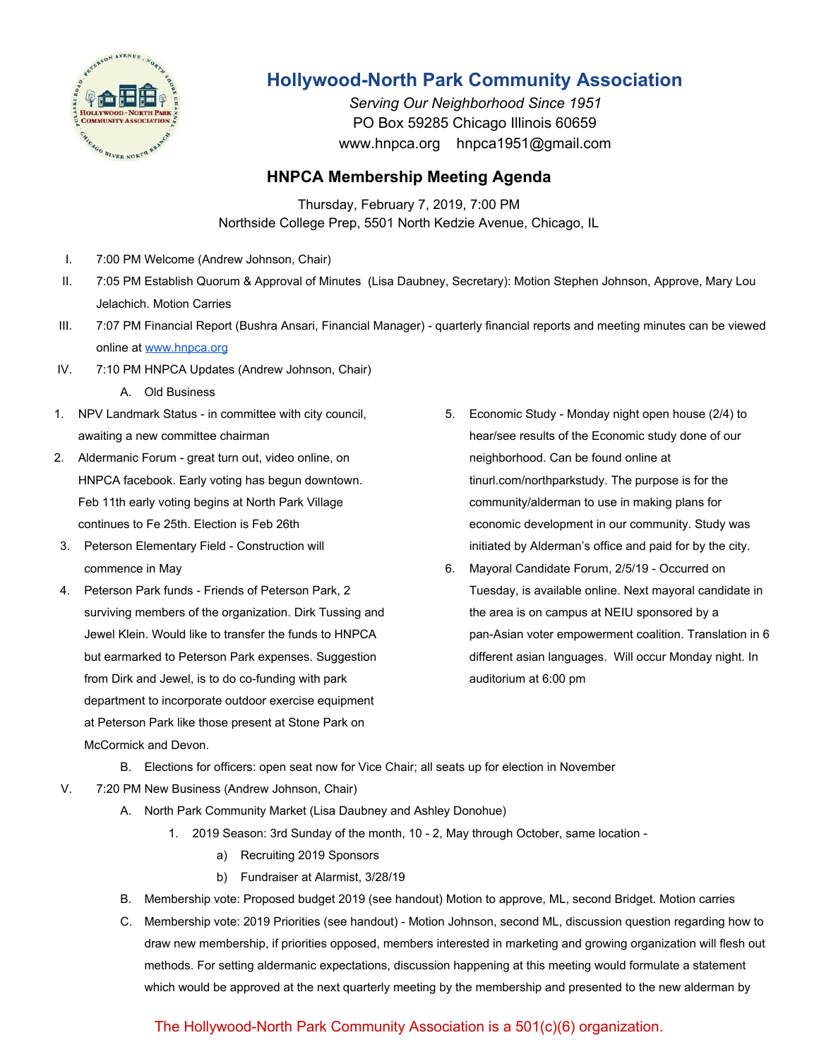# Hollywood-North Park Community Association

*Serving Our Neighborhood Since 1951*
PO Box 59285 Chicago Illinois 60659
www.hnpca.org    hnpca1951@gmail.com

## HNPCA Membership Meeting Agenda

Thursday, February 7, 2019, 7:00 PM
Northside College Prep, 5501 North Kedzie Avenue, Chicago, IL

I. 7:00 PM Welcome (Andrew Johnson, Chair)

II. 7:05 PM Establish Quorum & Approval of Minutes (Lisa Daubney, Secretary): Motion Stephen Johnson, Approve, Mary Lou Jelachich. Motion Carries

III. 7:07 PM Financial Report (Bushra Ansari, Financial Manager) - quarterly financial reports and meeting minutes can be viewed online at www.hnpca.org

IV. 7:10 PM HNPCA Updates (Andrew Johnson, Chair)

   A. Old Business

1. NPV Landmark Status - in committee with city council, awaiting a new committee chairman
2. Aldermanic Forum - great turn out, video online, on HNPCA facebook. Early voting has begun downtown. Feb 11th early voting begins at North Park Village continues to Fe 25th. Election is Feb 26th
3. Peterson Elementary Field - Construction will commence in May
4. Peterson Park funds - Friends of Peterson Park, 2 surviving members of the organization. Dirk Tussing and Jewel Klein. Would like to transfer the funds to HNPCA but earmarked to Peterson Park expenses. Suggestion from Dirk and Jewel, is to do co-funding with park department to incorporate outdoor exercise equipment at Peterson Park like those present at Stone Park on McCormick and Devon.
5. Economic Study - Monday night open house (2/4) to hear/see results of the Economic study done of our neighborhood. Can be found online at tinurl.com/northparkstudy. The purpose is for the community/alderman to use in making plans for economic development in our community. Study was initiated by Alderman's office and paid for by the city.
6. Mayoral Candidate Forum, 2/5/19 - Occurred on Tuesday, is available online. Next mayoral candidate in the area is on campus at NEIU sponsored by a pan-Asian voter empowerment coalition. Translation in 6 different asian languages. Will occur Monday night. In auditorium at 6:00 pm

   B. Elections for officers: open seat now for Vice Chair; all seats up for election in November

V. 7:20 PM New Business (Andrew Johnson, Chair)

   A. North Park Community Market (Lisa Daubney and Ashley Donohue)
      1. 2019 Season: 3rd Sunday of the month, 10 - 2, May through October, same location -
         a) Recruiting 2019 Sponsors
         b) Fundraiser at Alarmist, 3/28/19

   B. Membership vote: Proposed budget 2019 (see handout) Motion to approve, ML, second Bridget. Motion carries

   C. Membership vote: 2019 Priorities (see handout) - Motion Johnson, second ML, discussion question regarding how to draw new membership, if priorities opposed, members interested in marketing and growing organization will flesh out methods. For setting aldermanic expectations, discussion happening at this meeting would formulate a statement which would be approved at the next quarterly meeting by the membership and presented to the new alderman by

The Hollywood-North Park Community Association is a 501(c)(6) organization.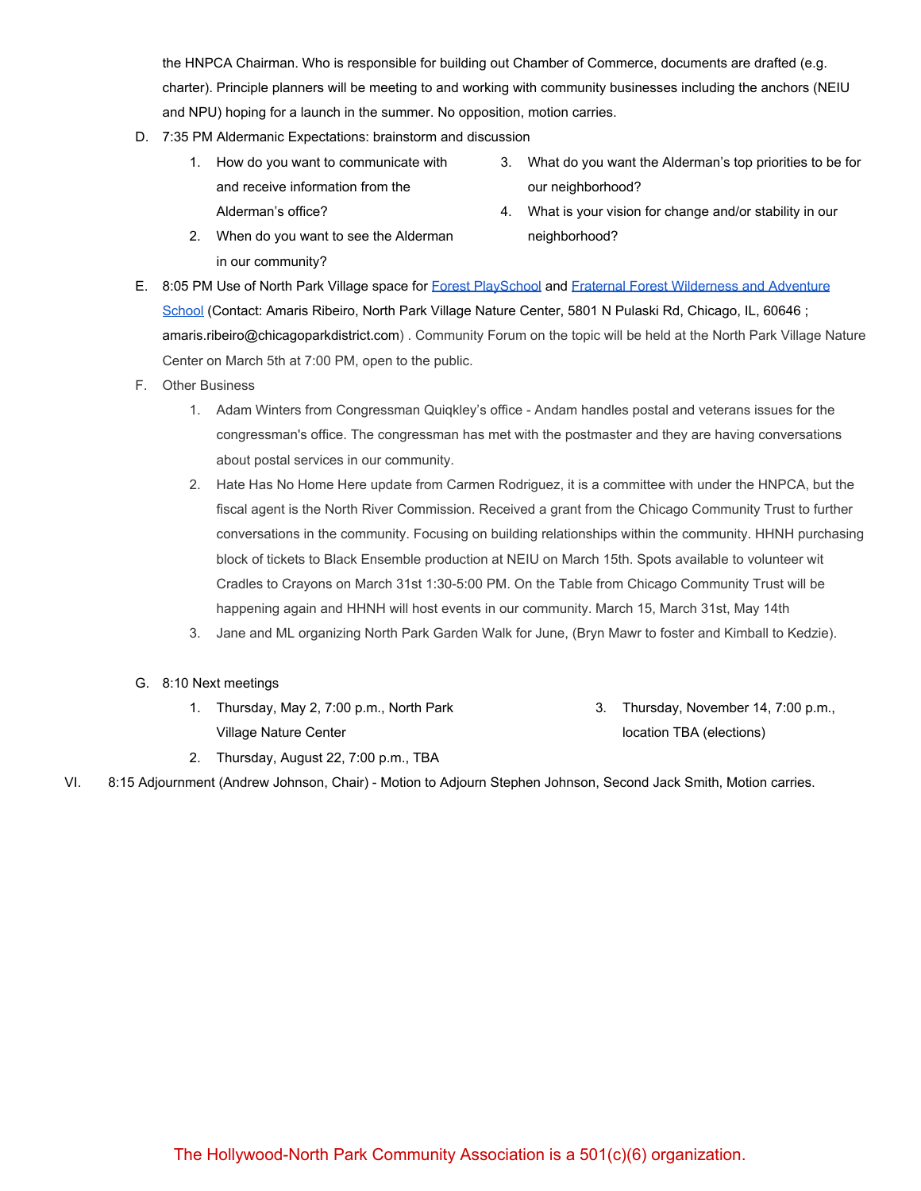the HNPCA Chairman. Who is responsible for building out Chamber of Commerce, documents are drafted (e.g. charter). Principle planners will be meeting to and working with community businesses including the anchors (NEIU and NPU) hoping for a launch in the summer. No opposition, motion carries.

D. 7:35 PM Aldermanic Expectations: brainstorm and discussion
   1. How do you want to communicate with and receive information from the Alderman's office?
   2. When do you want to see the Alderman in our community?
   3. What do you want the Alderman's top priorities to be for our neighborhood?
   4. What is your vision for change and/or stability in our neighborhood?

E. 8:05 PM Use of North Park Village space for Forest PlaySchool and Fraternal Forest Wilderness and Adventure School (Contact: Amaris Ribeiro, North Park Village Nature Center, 5801 N Pulaski Rd, Chicago, IL, 60646 ; amaris.ribeiro@chicagoparkdistrict.com) . Community Forum on the topic will be held at the North Park Village Nature Center on March 5th at 7:00 PM, open to the public.

F. Other Business
   1. Adam Winters from Congressman Quiqkley's office - Andam handles postal and veterans issues for the congressman's office. The congressman has met with the postmaster and they are having conversations about postal services in our community.
   2. Hate Has No Home Here update from Carmen Rodriguez, it is a committee with under the HNPCA, but the fiscal agent is the North River Commission. Received a grant from the Chicago Community Trust to further conversations in the community. Focusing on building relationships within the community. HHNH purchasing block of tickets to Black Ensemble production at NEIU on March 15th. Spots available to volunteer wit Cradles to Crayons on March 31st 1:30-5:00 PM. On the Table from Chicago Community Trust will be happening again and HHNH will host events in our community. March 15, March 31st, May 14th
   3. Jane and ML organizing North Park Garden Walk for June, (Bryn Mawr to foster and Kimball to Kedzie).

G. 8:10 Next meetings
   1. Thursday, May 2, 7:00 p.m., North Park Village Nature Center
   2. Thursday, August 22, 7:00 p.m., TBA
   3. Thursday, November 14, 7:00 p.m., location TBA (elections)

VI. 8:15 Adjournment (Andrew Johnson, Chair) - Motion to Adjourn Stephen Johnson, Second Jack Smith, Motion carries.

The Hollywood-North Park Community Association is a 501(c)(6) organization.